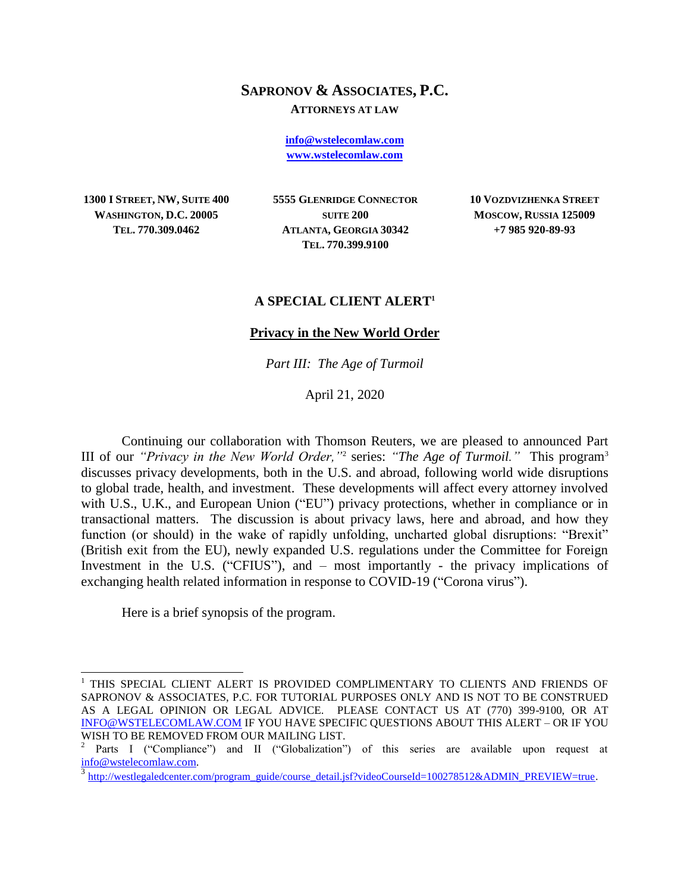# SAPRONOV & ASSOCIATES, P.C.

**ATTORNEYS AT LAW**

**info@wstelecomlaw.com**
**www.wstelecomlaw.com**

**1300 I STREET, NW, SUITE 400**
**WASHINGTON, D.C. 20005**
**TEL. 770.309.0462**

**5555 GLENRIDGE CONNECTOR**
**SUITE 200**
**ATLANTA, GEORGIA 30342**
**TEL. 770.399.9100**

**10 VOZDVIZHENKA STREET**
**MOSCOW, RUSSIA 125009**
**+7 985 920-89-93**

## A SPECIAL CLIENT ALERT[1]

### Privacy in the New World Order

*Part III: The Age of Turmoil*

April 21, 2020

Continuing our collaboration with Thomson Reuters, we are pleased to announced Part III of our *"Privacy in the New World Order,"*[2] series: *"The Age of Turmoil."* This program[3] discusses privacy developments, both in the U.S. and abroad, following world wide disruptions to global trade, health, and investment. These developments will affect every attorney involved with U.S., U.K., and European Union ("EU") privacy protections, whether in compliance or in transactional matters. The discussion is about privacy laws, here and abroad, and how they function (or should) in the wake of rapidly unfolding, uncharted global disruptions: "Brexit" (British exit from the EU), newly expanded U.S. regulations under the Committee for Foreign Investment in the U.S. ("CFIUS"), and – most importantly - the privacy implications of exchanging health related information in response to COVID-19 ("Corona virus").

Here is a brief synopsis of the program.

---

[1] THIS SPECIAL CLIENT ALERT IS PROVIDED COMPLIMENTARY TO CLIENTS AND FRIENDS OF SAPRONOV & ASSOCIATES, P.C. FOR TUTORIAL PURPOSES ONLY AND IS NOT TO BE CONSTRUED AS A LEGAL OPINION OR LEGAL ADVICE. PLEASE CONTACT US AT (770) 399-9100, OR AT INFO@WSTELECOMLAW.COM IF YOU HAVE SPECIFIC QUESTIONS ABOUT THIS ALERT – OR IF YOU WISH TO BE REMOVED FROM OUR MAILING LIST.

[2] Parts I ("Compliance") and II ("Globalization") of this series are available upon request at info@wstelecomlaw.com.

[3] http://westlegaledcenter.com/program_guide/course_detail.jsf?videoCourseId=100278512&ADMIN_PREVIEW=true.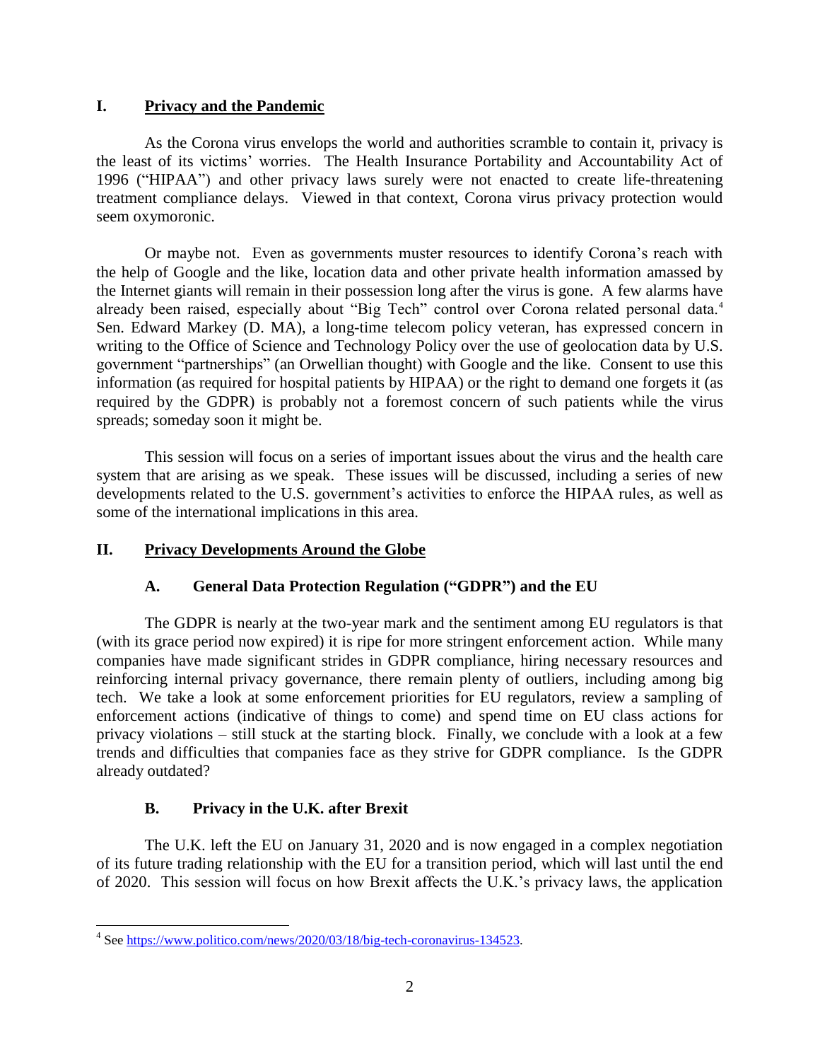## I. Privacy and the Pandemic

As the Corona virus envelops the world and authorities scramble to contain it, privacy is the least of its victims' worries. The Health Insurance Portability and Accountability Act of 1996 ("HIPAA") and other privacy laws surely were not enacted to create life-threatening treatment compliance delays. Viewed in that context, Corona virus privacy protection would seem oxymoronic.

Or maybe not. Even as governments muster resources to identify Corona's reach with the help of Google and the like, location data and other private health information amassed by the Internet giants will remain in their possession long after the virus is gone. A few alarms have already been raised, especially about "Big Tech" control over Corona related personal data.[4] Sen. Edward Markey (D. MA), a long-time telecom policy veteran, has expressed concern in writing to the Office of Science and Technology Policy over the use of geolocation data by U.S. government "partnerships" (an Orwellian thought) with Google and the like. Consent to use this information (as required for hospital patients by HIPAA) or the right to demand one forgets it (as required by the GDPR) is probably not a foremost concern of such patients while the virus spreads; someday soon it might be.

This session will focus on a series of important issues about the virus and the health care system that are arising as we speak. These issues will be discussed, including a series of new developments related to the U.S. government's activities to enforce the HIPAA rules, as well as some of the international implications in this area.

## II. Privacy Developments Around the Globe

### A. General Data Protection Regulation ("GDPR") and the EU

The GDPR is nearly at the two-year mark and the sentiment among EU regulators is that (with its grace period now expired) it is ripe for more stringent enforcement action. While many companies have made significant strides in GDPR compliance, hiring necessary resources and reinforcing internal privacy governance, there remain plenty of outliers, including among big tech. We take a look at some enforcement priorities for EU regulators, review a sampling of enforcement actions (indicative of things to come) and spend time on EU class actions for privacy violations – still stuck at the starting block. Finally, we conclude with a look at a few trends and difficulties that companies face as they strive for GDPR compliance. Is the GDPR already outdated?

### B. Privacy in the U.K. after Brexit

The U.K. left the EU on January 31, 2020 and is now engaged in a complex negotiation of its future trading relationship with the EU for a transition period, which will last until the end of 2020. This session will focus on how Brexit affects the U.K.'s privacy laws, the application

---

[4] See https://www.politico.com/news/2020/03/18/big-tech-coronavirus-134523.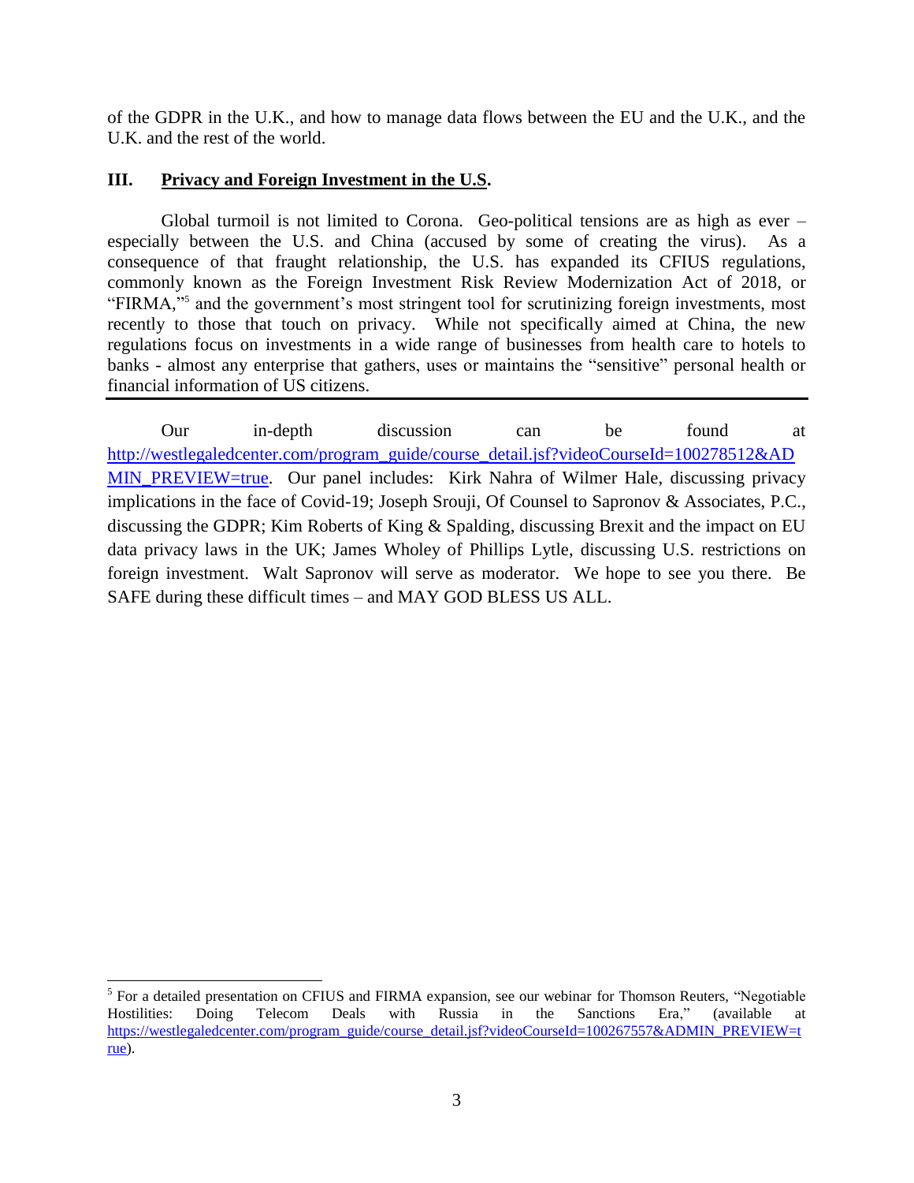of the GDPR in the U.K., and how to manage data flows between the EU and the U.K., and the U.K. and the rest of the world.

## III. Privacy and Foreign Investment in the U.S.

Global turmoil is not limited to Corona. Geo-political tensions are as high as ever – especially between the U.S. and China (accused by some of creating the virus). As a consequence of that fraught relationship, the U.S. has expanded its CFIUS regulations, commonly known as the Foreign Investment Risk Review Modernization Act of 2018, or "FIRMA,"[5] and the government's most stringent tool for scrutinizing foreign investments, most recently to those that touch on privacy. While not specifically aimed at China, the new regulations focus on investments in a wide range of businesses from health care to hotels to banks - almost any enterprise that gathers, uses or maintains the "sensitive" personal health or financial information of US citizens.

---

Our in-depth discussion can be found at [http://westlegaledcenter.com/program_guide/course_detail.jsf?videoCourseId=100278512&ADMIN_PREVIEW=true](http://westlegaledcenter.com/program_guide/course_detail.jsf?videoCourseId=100278512&ADMIN_PREVIEW=true). Our panel includes: Kirk Nahra of Wilmer Hale, discussing privacy implications in the face of Covid-19; Joseph Srouji, Of Counsel to Sapronov & Associates, P.C., discussing the GDPR; Kim Roberts of King & Spalding, discussing Brexit and the impact on EU data privacy laws in the UK; James Wholey of Phillips Lytle, discussing U.S. restrictions on foreign investment. Walt Sapronov will serve as moderator. We hope to see you there. Be SAFE during these difficult times – and MAY GOD BLESS US ALL.

---

[5] For a detailed presentation on CFIUS and FIRMA expansion, see our webinar for Thomson Reuters, "Negotiable Hostilities: Doing Telecom Deals with Russia in the Sanctions Era," (available at [https://westlegaledcenter.com/program_guide/course_detail.jsf?videoCourseId=100267557&ADMIN_PREVIEW=true](https://westlegaledcenter.com/program_guide/course_detail.jsf?videoCourseId=100267557&ADMIN_PREVIEW=true)).